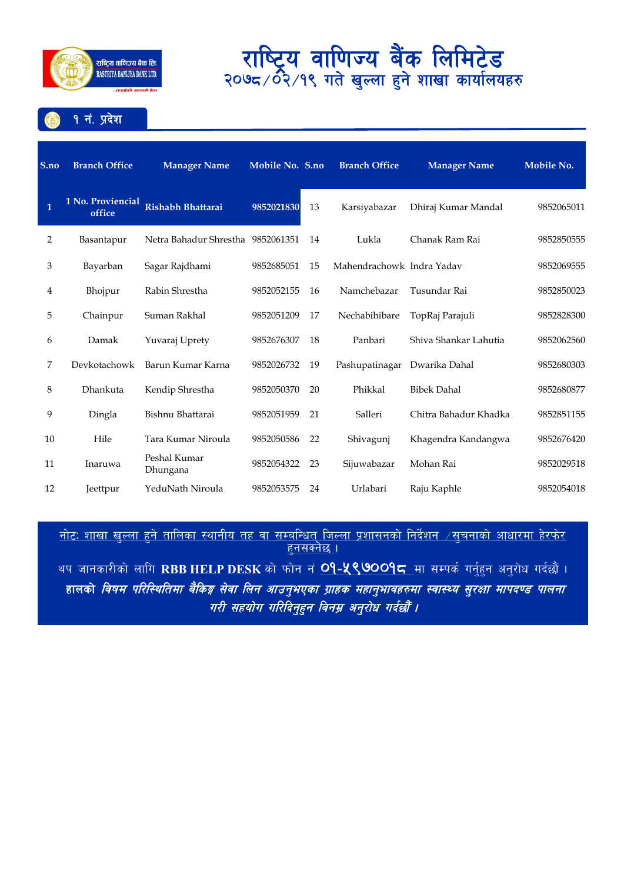# राष्ट्रिय वाणिज्य बैंक लिमिटेड

## २०७८/०२/१९ गते खुल्ला हुने शाखा कार्यालयहरु

### १ नं. प्रदेश

| S.no | Branch Office | Manager Name | Mobile No. | S.no | Branch Office | Manager Name | Mobile No. |
|---|---|---|---|---|---|---|---|
| **1** | **1 No. Proviencial office** | **Rishabh Bhattarai** | **9852021830** | 13 | Karsiyabazar | Dhiraj Kumar Mandal | 9852065011 |
| 2 | Basantapur | Netra Bahadur Shrestha | 9852061351 | 14 | Lukla | Chanak Ram Rai | 9852850555 |
| 3 | Bayarban | Sagar Rajdhami | 9852685051 | 15 | Mahendrachowk | Indra Yadav | 9852069555 |
| 4 | Bhojpur | Rabin Shrestha | 9852052155 | 16 | Namchebazar | Tusundar Rai | 9852850023 |
| 5 | Chainpur | Suman Rakhal | 9852051209 | 17 | Nechabihibare | TopRaj Parajuli | 9852828300 |
| 6 | Damak | Yuvaraj Uprety | 9852676307 | 18 | Panbari | Shiva Shankar Lahutia | 9852062560 |
| 7 | Devkotachowk | Barun Kumar Karna | 9852026732 | 19 | Pashupatinagar | Dwarika Dahal | 9852680303 |
| 8 | Dhankuta | Kendip Shrestha | 9852050370 | 20 | Phikkal | Bibek Dahal | 9852680877 |
| 9 | Dingla | Bishnu Bhattarai | 9852051959 | 21 | Salleri | Chitra Bahadur Khadka | 9852851155 |
| 10 | Hile | Tara Kumar Niroula | 9852050586 | 22 | Shivagunj | Khagendra Kandangwa | 9852676420 |
| 11 | Inaruwa | Peshal Kumar Dhungana | 9852054322 | 23 | Sijuwabazar | Mohan Rai | 9852029518 |
| 12 | Jeettpur | YeduNath Niroula | 9852053575 | 24 | Urlabari | Raju Kaphle | 9852054018 |

नोटः शाखा खुल्ला हुने तालिका स्थानीय तह वा सम्बन्धित जिल्ला प्रशासनको निर्देशन /सुचनाको आधारमा हेरफेर हुनसक्नेछ ।

थप जानकारीको लागि **RBB HELP DESK** को फोन नं **०१-५९७००१८** मा सम्पर्क गर्नुहुन अनुरोध गर्दछौं ।

***हालको विषम परिस्थितिमा बैंकिङ्ग सेवा लिन आउनुभएका ग्राहक महानुभावहरुमा स्वास्थ्य सुरक्षा मापदण्ड पालना गरी सहयोग गरिदिनुहुन विनम्र अनुरोध गर्दछौं ।***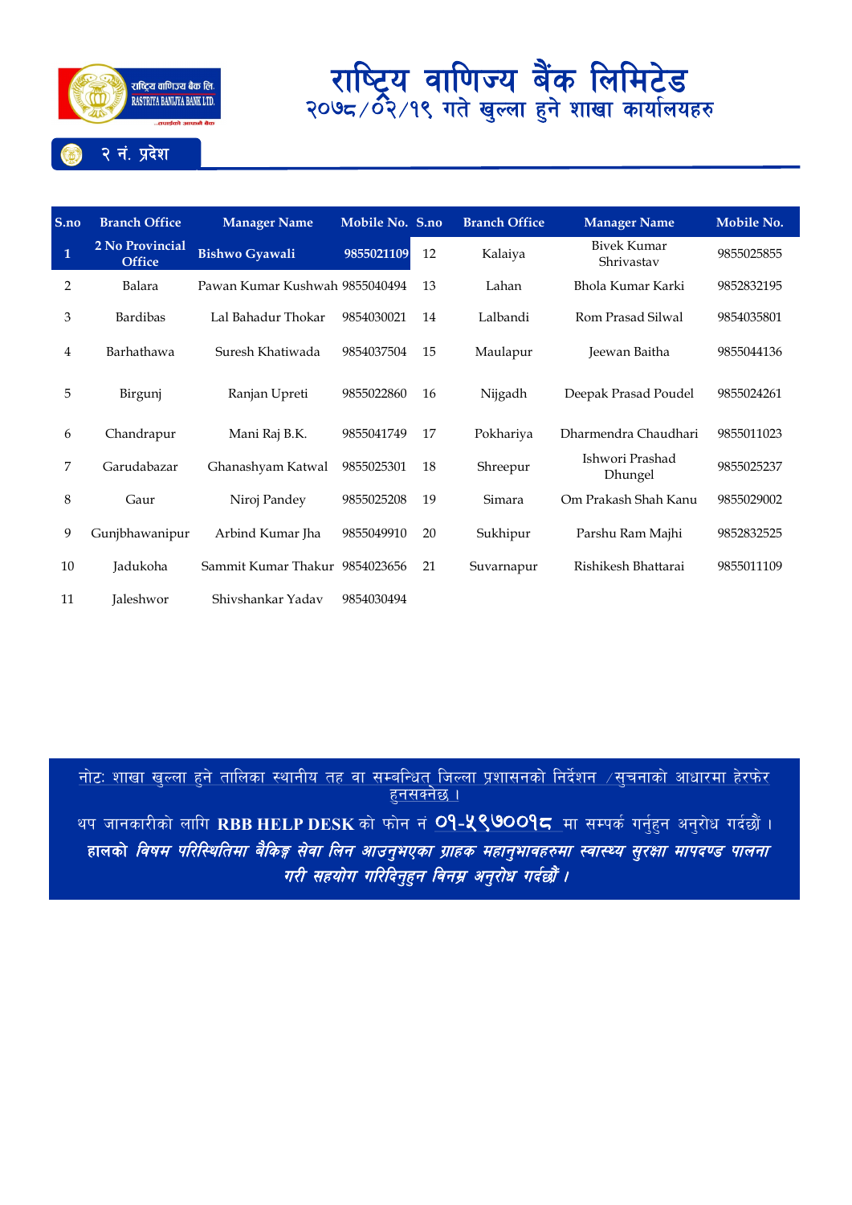# राष्ट्रिय वाणिज्य बैंक लिमिटेड

## २०७८/०२/१९ गते खुल्ला हुने शाखा कार्यालयहरु

### २ नं. प्रदेश

| S.no | Branch Office | Manager Name | Mobile No. | S.no | Branch Office | Manager Name | Mobile No. |
|---|---|---|---|---|---|---|---|
| **1** | **2 No Provincial Office** | **Bishwo Gyawali** | **9855021109** | 12 | Kalaiya | Bivek Kumar Shrivastav | 9855025855 |
| 2 | Balara | Pawan Kumar Kushwah | 9855040494 | 13 | Lahan | Bhola Kumar Karki | 9852832195 |
| 3 | Bardibas | Lal Bahadur Thokar | 9854030021 | 14 | Lalbandi | Rom Prasad Silwal | 9854035801 |
| 4 | Barhathawa | Suresh Khatiwada | 9854037504 | 15 | Maulapur | Jeewan Baitha | 9855044136 |
| 5 | Birgunj | Ranjan Upreti | 9855022860 | 16 | Nijgadh | Deepak Prasad Poudel | 9855024261 |
| 6 | Chandrapur | Mani Raj B.K. | 9855041749 | 17 | Pokhariya | Dharmendra Chaudhari | 9855011023 |
| 7 | Garudabazar | Ghanashyam Katwal | 9855025301 | 18 | Shreepur | Ishwori Prashad Dhungel | 9855025237 |
| 8 | Gaur | Niroj Pandey | 9855025208 | 19 | Simara | Om Prakash Shah Kanu | 9855029002 |
| 9 | Gunjbhawanipur | Arbind Kumar Jha | 9855049910 | 20 | Sukhipur | Parshu Ram Majhi | 9852832525 |
| 10 | Jadukoha | Sammit Kumar Thakur | 9854023656 | 21 | Suvarnapur | Rishikesh Bhattarai | 9855011109 |
| 11 | Jaleshwor | Shivshankar Yadav | 9854030494 | | | | |

नोटः शाखा खुल्ला हुने तालिका स्थानीय तह वा सम्बन्धित जिल्ला प्रशासनको निर्देशन /सुचनाको आधारमा हेरफेर हुनसक्नेछ ।

थप जानकारीको लागि **RBB HELP DESK** को फोन नं ०१-५९७००१८ मा सम्पर्क गर्नुहुन अनुरोध गर्दछौं ।

**हालको** ***विषम परिस्थितिमा बैंकिङ्ग सेवा लिन आउनुभएका ग्राहक महानुभावहरुमा स्वास्थ्य सुरक्षा मापदण्ड पालना गरी सहयोग गरिदिनुहुन विनम्र अनुरोध गर्दछौं ।***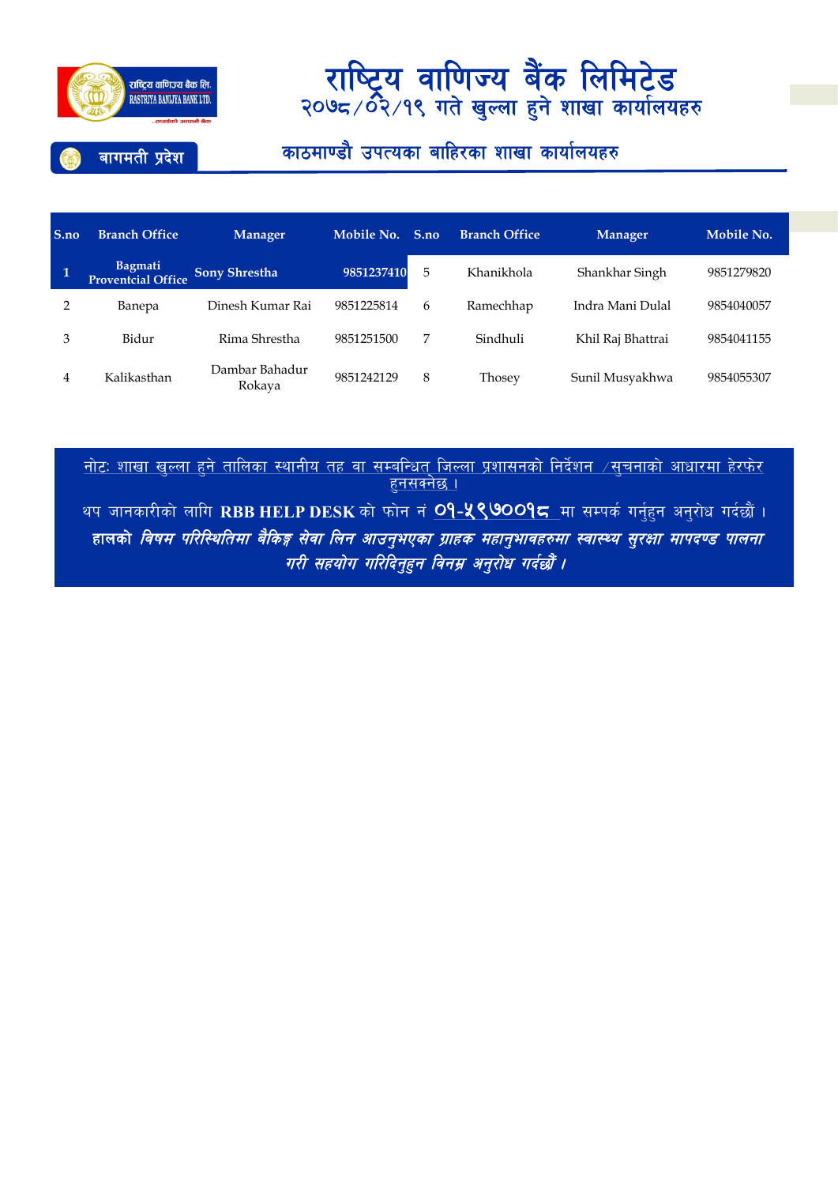राष्ट्रिय वाणिज्य बैंक लि.
RASTRIYA BANIJYA BANK LTD.

# राष्ट्रिय वाणिज्य बैंक लिमिटेड

## २०७८/०२/१९ गते खुल्ला हुने शाखा कार्यालयहरु

### बागमती प्रदेश

### काठमाण्डौ उपत्यका बाहिरका शाखा कार्यालयहरु

| S.no | Branch Office | Manager | Mobile No. | S.no | Branch Office | Manager | Mobile No. |
|---|---|---|---|---|---|---|---|
| **1** | **Bagmati Proventcial Office** | **Sony Shrestha** | **9851237410** | 5 | Khanikhola | Shankhar Singh | 9851279820 |
| 2 | Banepa | Dinesh Kumar Rai | 9851225814 | 6 | Ramechhap | Indra Mani Dulal | 9854040057 |
| 3 | Bidur | Rima Shrestha | 9851251500 | 7 | Sindhuli | Khil Raj Bhattrai | 9854041155 |
| 4 | Kalikasthan | Dambar Bahadur Rokaya | 9851242129 | 8 | Thosey | Sunil Musyakhwa | 9854055307 |

नोटः शाखा खुल्ला हुने तालिका स्थानीय तह वा सम्बन्धित जिल्ला प्रशासनको निर्देशन /सुचनाको आधारमा हेरफेर हुनसक्नेछ ।

थप जानकारीको लागि **RBB HELP DESK** को फोन नं **०१-५९७००१८** मा सम्पर्क गर्नुहुन अनुरोध गर्दछौं ।

***हालको विषम परिस्थितिमा बैंकिङ्ग सेवा लिन आउनुभएका ग्राहक महानुभावहरुमा स्वास्थ्य सुरक्षा मापदण्ड पालना गरी सहयोग गरिदिनुहुन विनम्र अनुरोध गर्दछौं ।***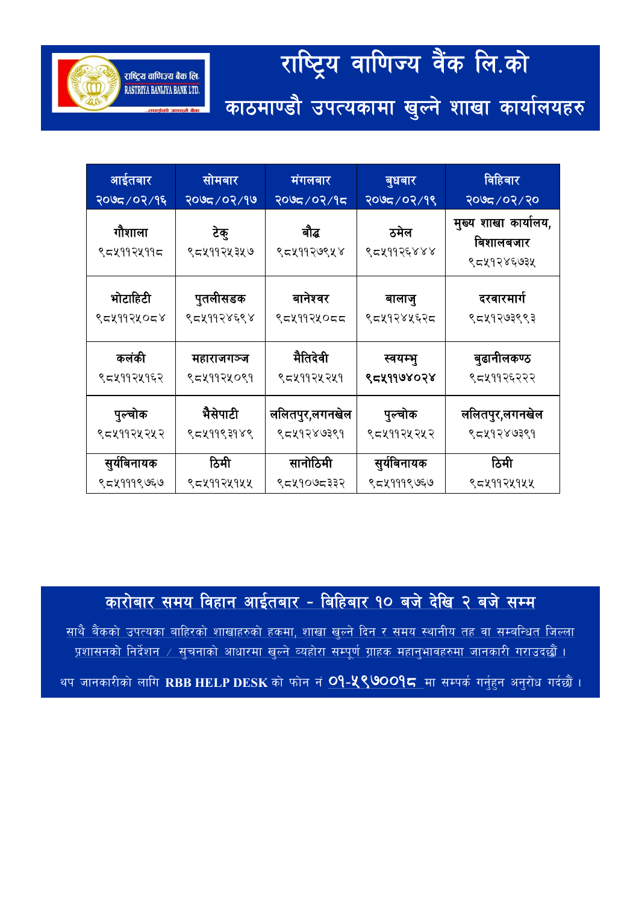# राष्ट्रिय वाणिज्य बैंक लि.को

## काठमाण्डौ उपत्यकामा खुल्ने शाखा कार्यालयहरु

| आईतबार २०७८/०२/१६ | सोमबार २०७८/०२/१७ | मंगलबार २०७८/०२/१८ | बुधबार २०७८/०२/१९ | विहिबार २०७८/०२/२० |
|---|---|---|---|---|
| **गौशाला** ९८५११२५११८ | **टेकु** ९८५११२५३५७ | **बौद्ध** ९८५११२७९५४ | **ठमेल** ९८५११२६४४४ | **मुख्य शाखा कार्यालय, बिशालबजार** ९८५१२४६७३५ |
| **भोटाहिटी** ९८५११२५०८४ | **पुतलीसडक** ९८५११२४६९४ | **बानेश्वर** ९८५११२५०८८ | **बालाजु** ९८५१२४५६२८ | **दरवारमार्ग** ९८५१२७३९९३ |
| **कलंकी** ९८५११२५१६२ | **महाराजगञ्ज** ९८५११२५०९१ | **मैतिदेवी** ९८५११२५२५१ | **स्वयम्भु** **९८५११७४०२४** | **बुढानीलकण्ठ** ९८५११२६२२२ |
| **पुल्चोक** ९८५११२५२५२ | **भैसेपाटी** ९८५११९३१४९ | **ललितपुर,लगनखेल** ९८५१२४७३९१ | **पुल्चोक** ९८५११२५२५२ | **ललितपुर,लगनखेल** ९८५१२४७३९१ |
| **सुर्यबिनायक** ९८५१११९७६७ | **ठिमी** ९८५११२५१५५ | **सानोठिमी** ९८५१०७८३३२ | **सुर्यबिनायक** ९८५१११९७६७ | **ठिमी** ९८५११२५१५५ |

**कारोबार समय विहान आईतबार - बिहिबार १० बजे देखि २ बजे सम्म**

साथै बैंकको उपत्यका बाहिरको शाखाहरुको हकमा, शाखा खुल्ने दिन र समय स्थानीय तह वा सम्वन्धित जिल्ला प्रशासनको निर्देशन / सुचनाको आधारमा खुल्ने व्यहोरा सम्पूर्ण ग्राहक महानुभावहरुमा जानकारी गराउदछौं ।

थप जानकारीको लागि **RBB HELP DESK** को फोन नं **०१-५९७००१८** मा सम्पर्क गर्नुहुन अनुरोध गर्दछौं ।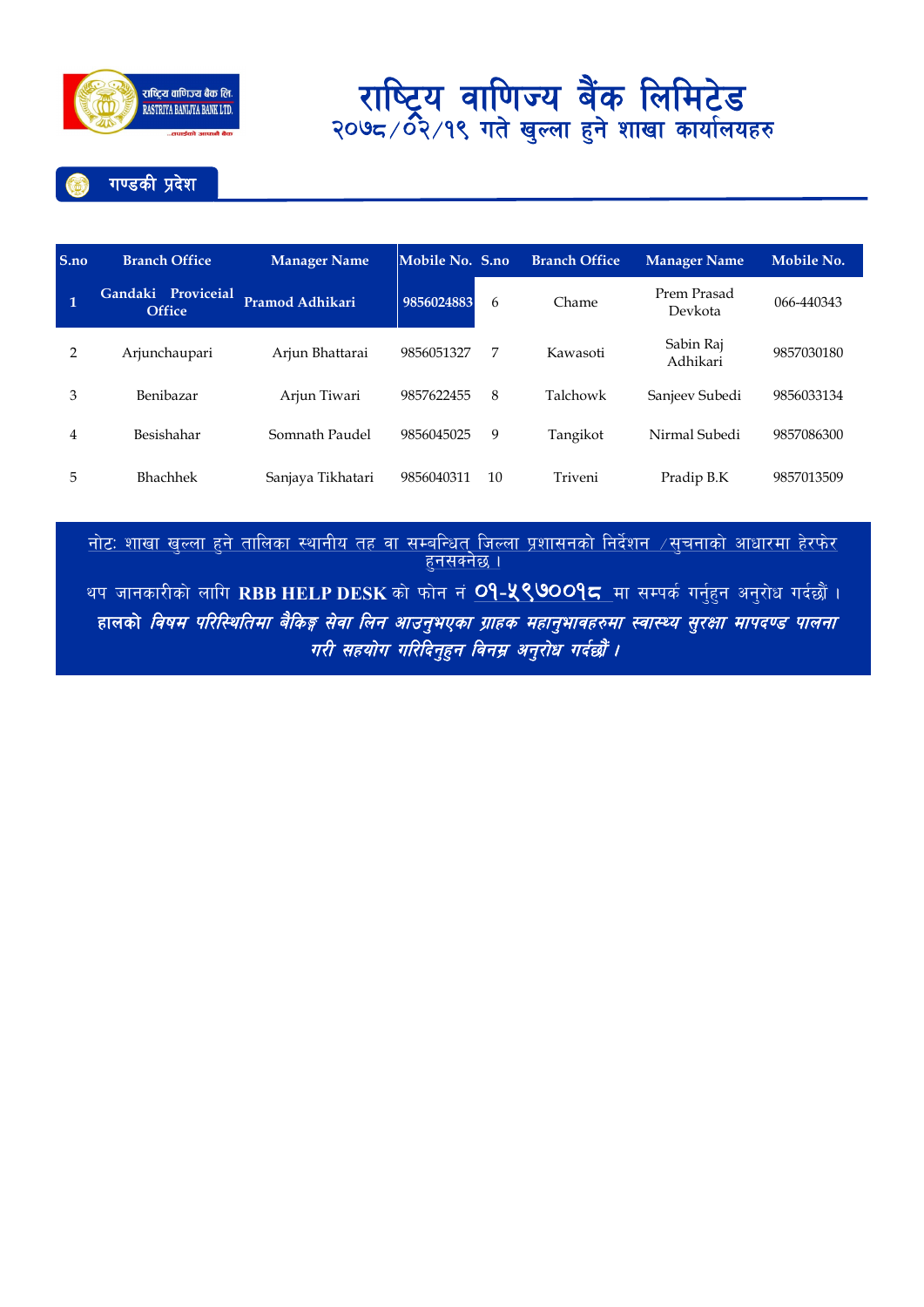# राष्ट्रिय वाणिज्य बैंक लिमिटेड
## २०७८/०२/१९ गते खुल्ला हुने शाखा कार्यालयहरु

### गण्डकी प्रदेश

| S.no | Branch Office | Manager Name | Mobile No. | S.no | Branch Office | Manager Name | Mobile No. |
|---|---|---|---|---|---|---|---|
| **1** | **Gandaki Proviceial Office** | **Pramod Adhikari** | **9856024883** | 6 | Chame | Prem Prasad Devkota | 066-440343 |
| 2 | Arjunchaupari | Arjun Bhattarai | 9856051327 | 7 | Kawasoti | Sabin Raj Adhikari | 9857030180 |
| 3 | Benibazar | Arjun Tiwari | 9857622455 | 8 | Talchowk | Sanjeev Subedi | 9856033134 |
| 4 | Besishahar | Somnath Paudel | 9856045025 | 9 | Tangikot | Nirmal Subedi | 9857086300 |
| 5 | Bhachhek | Sanjaya Tikhatari | 9856040311 | 10 | Triveni | Pradip B.K | 9857013509 |

नोटः शाखा खुल्ला हुने तालिका स्थानीय तह वा सम्बन्धित जिल्ला प्रशासनको निर्देशन /सुचनाको आधारमा हेरफेर हुनसक्नेछ ।

थप जानकारीको लागि **RBB HELP DESK** को फोन नं **०१-५९७००१८** मा सम्पर्क गर्नुहुन अनुरोध गर्दछौं ।

**हालको *विषम परिस्थितिमा बैंकिङ्ग सेवा लिन आउनुभएका ग्राहक महानुभावहरुमा स्वास्थ्य सुरक्षा मापदण्ड पालना गरी सहयोग गरिदिनुहुन विनम्र अनुरोध गर्दछौं ।***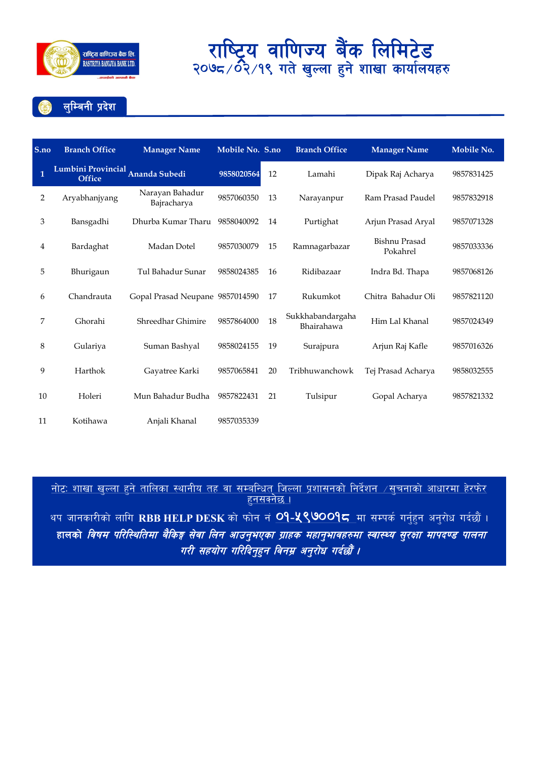# राष्ट्रिय वाणिज्य बैंक लिमिटेड
## २०७८/०२/१९ गते खुल्ला हुने शाखा कार्यालयहरु

### लुम्बिनी प्रदेश

| S.no | Branch Office | Manager Name | Mobile No. | S.no | Branch Office | Manager Name | Mobile No. |
|---|---|---|---|---|---|---|---|
| 1 | Lumbini Provincial Office | Ananda Subedi | 9858020564 | 12 | Lamahi | Dipak Raj Acharya | 9857831425 |
| 2 | Aryabhanjyang | Narayan Bahadur Bajracharya | 9857060350 | 13 | Narayanpur | Ram Prasad Paudel | 9857832918 |
| 3 | Bansgadhi | Dhurba Kumar Tharu | 9858040092 | 14 | Purtighat | Arjun Prasad Aryal | 9857071328 |
| 4 | Bardaghat | Madan Dotel | 9857030079 | 15 | Ramnagarbazar | Bishnu Prasad Pokahrel | 9857033336 |
| 5 | Bhurigaun | Tul Bahadur Sunar | 9858024385 | 16 | Ridibazaar | Indra Bd. Thapa | 9857068126 |
| 6 | Chandrauta | Gopal Prasad Neupane | 9857014590 | 17 | Rukumkot | Chitra Bahadur Oli | 9857821120 |
| 7 | Ghorahi | Shreedhar Ghimire | 9857864000 | 18 | Sukkhabandargaha Bhairahawa | Him Lal Khanal | 9857024349 |
| 8 | Gulariya | Suman Bashyal | 9858024155 | 19 | Surajpura | Arjun Raj Kafle | 9857016326 |
| 9 | Harthok | Gayatree Karki | 9857065841 | 20 | Tribhuwanchowk | Tej Prasad Acharya | 9858032555 |
| 10 | Holeri | Mun Bahadur Budha | 9857822431 | 21 | Tulsipur | Gopal Acharya | 9857821332 |
| 11 | Kotihawa | Anjali Khanal | 9857035339 | | | | |

नोटः शाखा खुल्ला हुने तालिका स्थानीय तह वा सम्बन्धित जिल्ला प्रशासनको निर्देशन /सुचनाको आधारमा हेरफेर हुनसक्नेछ ।

थप जानकारीको लागि **RBB HELP DESK** को फोन नं ०१-५९७००१८ मा सम्पर्क गर्नुहुन अनुरोध गर्दछौं ।

***हालको विषम परिस्थितिमा बैंकिङ्ग सेवा लिन आउनुभएका ग्राहक महानुभावहरुमा स्वास्थ्य सुरक्षा मापदण्ड पालना गरी सहयोग गरिदिनुहुन विनम्र अनुरोध गर्दछौं ।***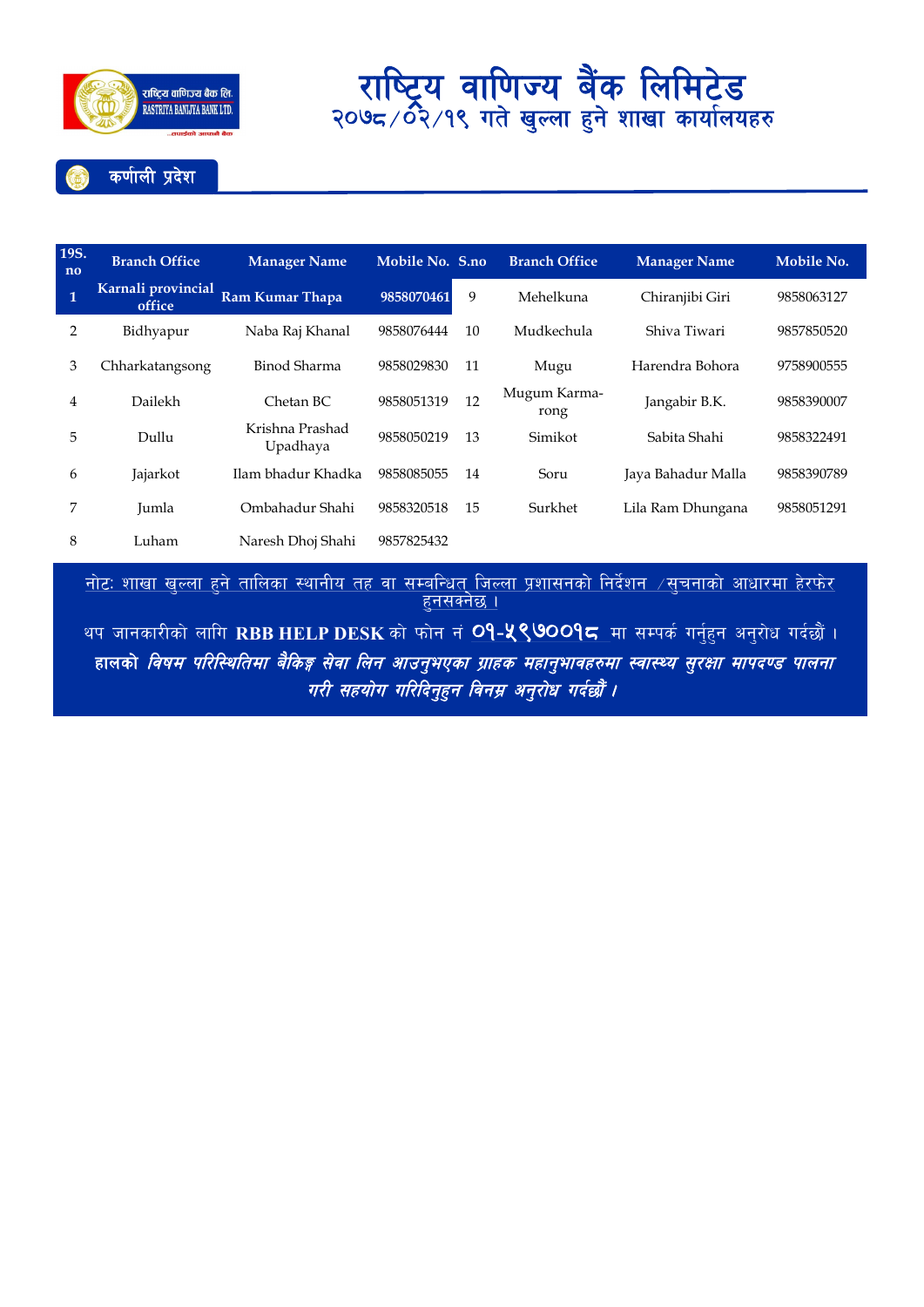# राष्ट्रिय वाणिज्य बैंक लिमिटेड

## २०७८/०२/१९ गते खुल्ला हुने शाखा कार्यालयहरु

### कर्णाली प्रदेश

| 19S. no | Branch Office | Manager Name | Mobile No. | S.no | Branch Office | Manager Name | Mobile No. |
|---|---|---|---|---|---|---|---|
| **1** | **Karnali provincial office** | **Ram Kumar Thapa** | **9858070461** | 9 | Mehelkuna | Chiranjibi Giri | 9858063127 |
| 2 | Bidhyapur | Naba Raj Khanal | 9858076444 | 10 | Mudkechula | Shiva Tiwari | 9857850520 |
| 3 | Chharkatangsong | Binod Sharma | 9858029830 | 11 | Mugu | Harendra Bohora | 9758900555 |
| 4 | Dailekh | Chetan BC | 9858051319 | 12 | Mugum Karma-rong | Jangabir B.K. | 9858390007 |
| 5 | Dullu | Krishna Prashad Upadhaya | 9858050219 | 13 | Simikot | Sabita Shahi | 9858322491 |
| 6 | Jajarkot | Ilam bhadur Khadka | 9858085055 | 14 | Soru | Jaya Bahadur Malla | 9858390789 |
| 7 | Jumla | Ombahadur Shahi | 9858320518 | 15 | Surkhet | Lila Ram Dhungana | 9858051291 |
| 8 | Luham | Naresh Dhoj Shahi | 9857825432 | | | | |

नोटः शाखा खुल्ला हुने तालिका स्थानीय तह वा सम्बन्धित जिल्ला प्रशासनको निर्देशन /सुचनाको आधारमा हेरफेर हुनसक्नेछ ।

थप जानकारीको लागि **RBB HELP DESK** को फोन नं **०१-५९७००१८** मा सम्पर्क गर्नुहुन अनुरोध गर्दछौं ।

**हालको *विषम परिस्थितिमा बैंकिङ्ग सेवा लिन आउनुभएका ग्राहक महानुभावहरुमा स्वास्थ्य सुरक्षा मापदण्ड पालना गरी सहयोग गरिदिनुहुन विनम्र अनुरोध गर्दछौं ।***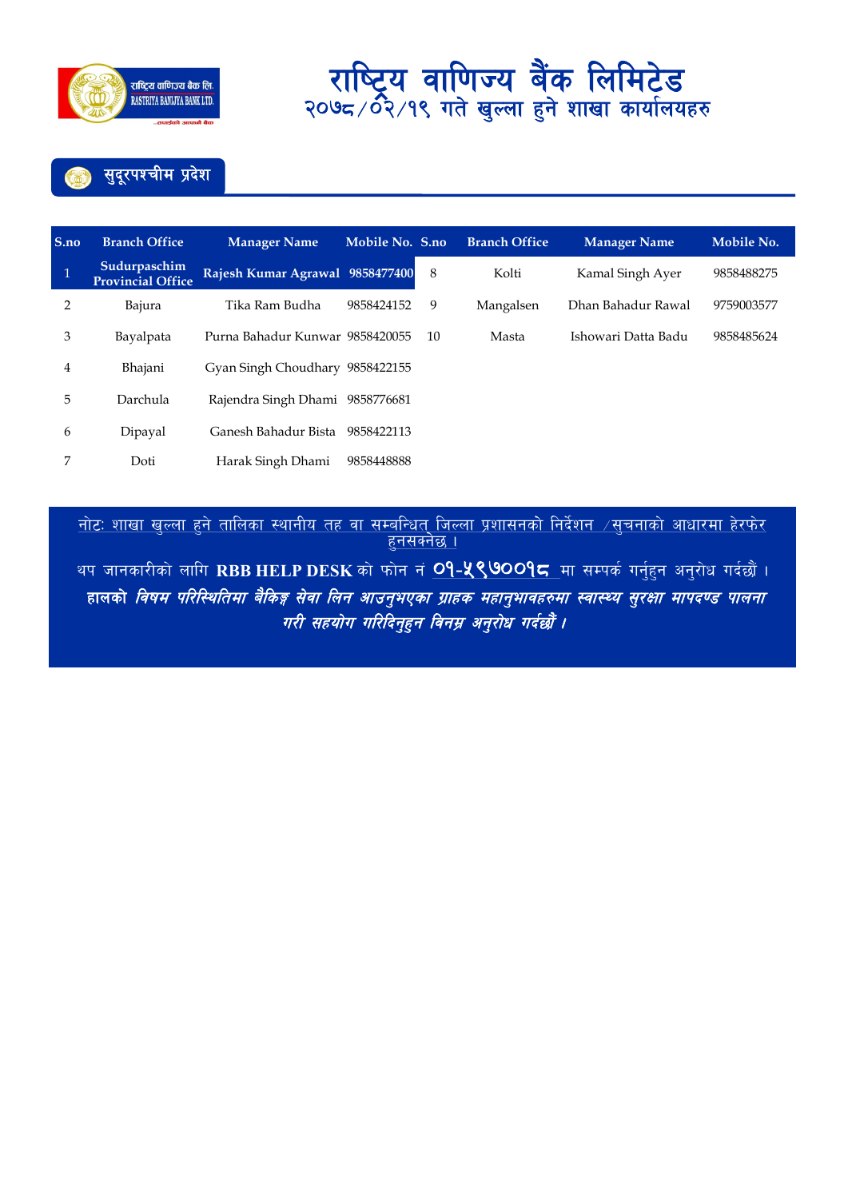# राष्ट्रिय वाणिज्य बैंक लिमिटेड

## २०७८/०२/१९ गते खुल्ला हुने शाखा कार्यालयहरु

### सुदूरपश्चीम प्रदेश

| S.no | Branch Office | Manager Name | Mobile No. | S.no | Branch Office | Manager Name | Mobile No. |
|---|---|---|---|---|---|---|---|
| 1 | Sudurpaschim Provincial Office | Rajesh Kumar Agrawal | 9858477400 | 8 | Kolti | Kamal Singh Ayer | 9858488275 |
| 2 | Bajura | Tika Ram Budha | 9858424152 | 9 | Mangalsen | Dhan Bahadur Rawal | 9759003577 |
| 3 | Bayalpata | Purna Bahadur Kunwar | 9858420055 | 10 | Masta | Ishowari Datta Badu | 9858485624 |
| 4 | Bhajani | Gyan Singh Choudhary | 9858422155 | | | | |
| 5 | Darchula | Rajendra Singh Dhami | 9858776681 | | | | |
| 6 | Dipayal | Ganesh Bahadur Bista | 9858422113 | | | | |
| 7 | Doti | Harak Singh Dhami | 9858448888 | | | | |

नोटः शाखा खुल्ला हुने तालिका स्थानीय तह वा सम्बन्धित जिल्ला प्रशासनको निर्देशन /सुचनाको आधारमा हेरफेर हुनसक्नेछ ।

थप जानकारीको लागि **RBB HELP DESK** को फोन नं **०१-५९७००१८** मा सम्पर्क गर्नुहुन अनुरोध गर्दछौं ।

***हालको विषम परिस्थितिमा बैंकिङ्ग सेवा लिन आउनुभएका ग्राहक महानुभावहरुमा स्वास्थ्य सुरक्षा मापदण्ड पालना गरी सहयोग गरिदिनुहुन विनम्र अनुरोध गर्दछौं ।***